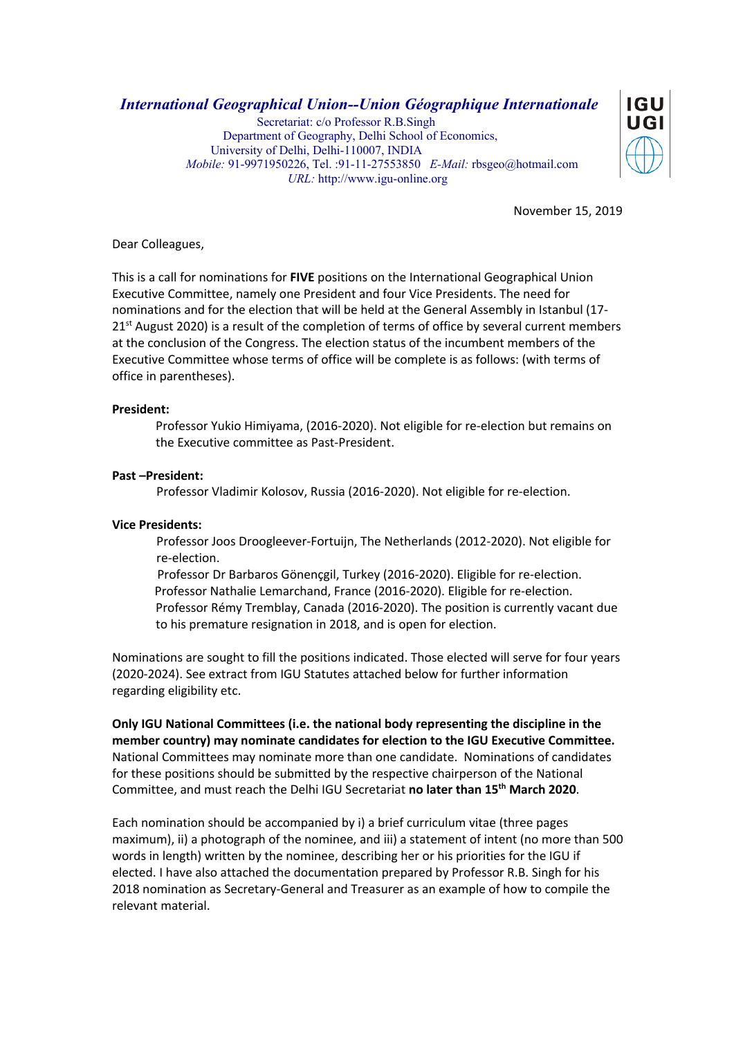***International Geographical Union--Union Géographique Internationale***

Secretariat: c/o Professor R.B.Singh
Department of Geography, Delhi School of Economics,
University of Delhi, Delhi-110007, INDIA
*Mobile:* 91-9971950226, Tel. :91-11-27553850 *E-Mail:* rbsgeo@hotmail.com
*URL:* http://www.igu-online.org

IGU UGI

November 15, 2019

Dear Colleagues,

This is a call for nominations for **FIVE** positions on the International Geographical Union Executive Committee, namely one President and four Vice Presidents. The need for nominations and for the election that will be held at the General Assembly in Istanbul (17-21st August 2020) is a result of the completion of terms of office by several current members at the conclusion of the Congress. The election status of the incumbent members of the Executive Committee whose terms of office will be complete is as follows: (with terms of office in parentheses).

**President:**

Professor Yukio Himiyama, (2016-2020). Not eligible for re-election but remains on the Executive committee as Past-President.

**Past –President:**

Professor Vladimir Kolosov, Russia (2016-2020). Not eligible for re-election.

**Vice Presidents:**

Professor Joos Droogleever-Fortuijn, The Netherlands (2012-2020). Not eligible for re-election.
Professor Dr Barbaros Gönençgil, Turkey (2016-2020). Eligible for re-election.
Professor Nathalie Lemarchand, France (2016-2020). Eligible for re-election.
Professor Rémy Tremblay, Canada (2016-2020). The position is currently vacant due to his premature resignation in 2018, and is open for election.

Nominations are sought to fill the positions indicated. Those elected will serve for four years (2020-2024). See extract from IGU Statutes attached below for further information regarding eligibility etc.

**Only IGU National Committees (i.e. the national body representing the discipline in the member country) may nominate candidates for election to the IGU Executive Committee.** National Committees may nominate more than one candidate. Nominations of candidates for these positions should be submitted by the respective chairperson of the National Committee, and must reach the Delhi IGU Secretariat **no later than 15th March 2020**.

Each nomination should be accompanied by i) a brief curriculum vitae (three pages maximum), ii) a photograph of the nominee, and iii) a statement of intent (no more than 500 words in length) written by the nominee, describing her or his priorities for the IGU if elected. I have also attached the documentation prepared by Professor R.B. Singh for his 2018 nomination as Secretary-General and Treasurer as an example of how to compile the relevant material.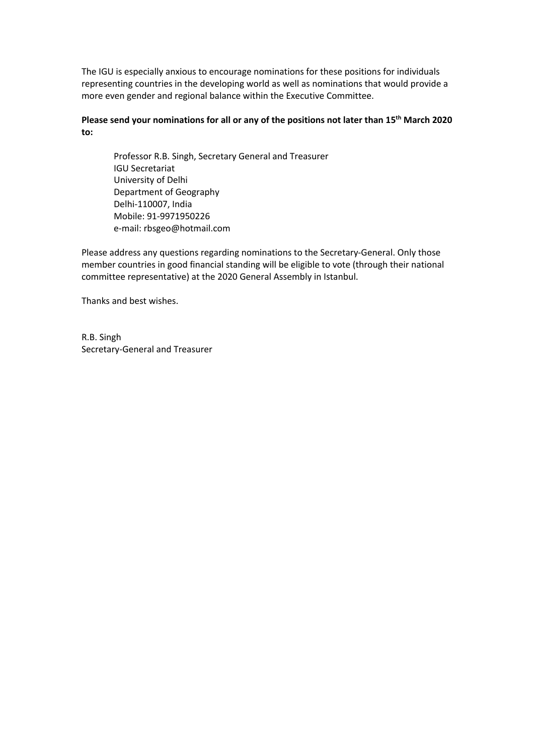The IGU is especially anxious to encourage nominations for these positions for individuals representing countries in the developing world as well as nominations that would provide a more even gender and regional balance within the Executive Committee.

**Please send your nominations for all or any of the positions not later than 15th March 2020 to:**

Professor R.B. Singh, Secretary General and Treasurer  
IGU Secretariat  
University of Delhi  
Department of Geography  
Delhi-110007, India  
Mobile: 91-9971950226  
e-mail: rbsgeo@hotmail.com

Please address any questions regarding nominations to the Secretary-General. Only those member countries in good financial standing will be eligible to vote (through their national committee representative) at the 2020 General Assembly in Istanbul.

Thanks and best wishes.

R.B. Singh  
Secretary-General and Treasurer